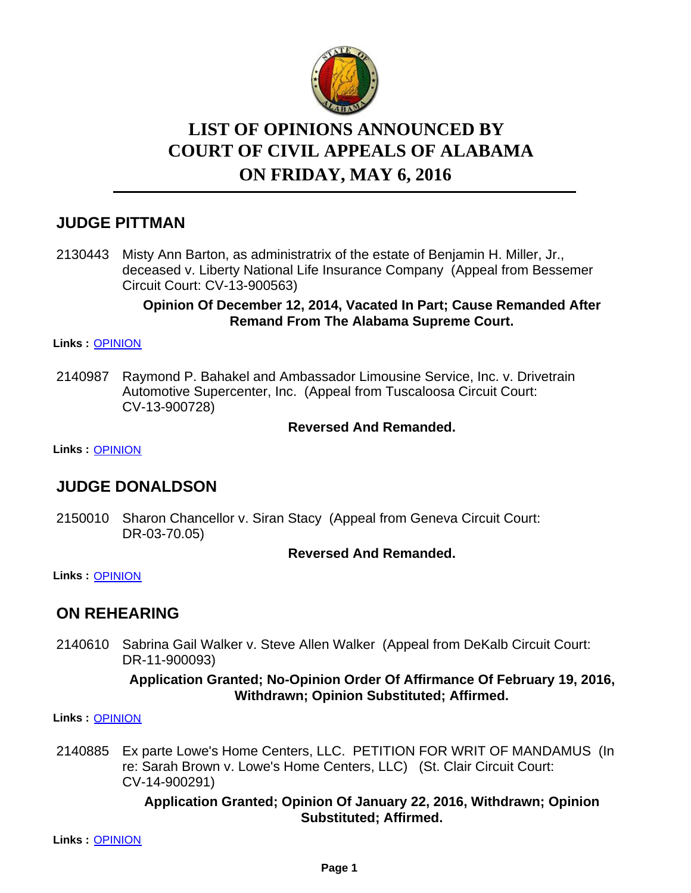# LIST OF OPINIONS ANNOUNCED BY COURT OF CIVIL APPEALS OF ALABAMA ON FRIDAY, MAY 6, 2016

## JUDGE PITTMAN

2130443 Misty Ann Barton, as administratrix of the estate of Benjamin H. Miller, Jr., deceased v. Liberty National Life Insurance Company (Appeal from Bessemer Circuit Court: CV-13-900563)

**Opinion Of December 12, 2014, Vacated In Part; Cause Remanded After Remand From The Alabama Supreme Court.**

**Links :** OPINION

2140987 Raymond P. Bahakel and Ambassador Limousine Service, Inc. v. Drivetrain Automotive Supercenter, Inc. (Appeal from Tuscaloosa Circuit Court: CV-13-900728)

**Reversed And Remanded.**

**Links :** OPINION

## JUDGE DONALDSON

2150010 Sharon Chancellor v. Siran Stacy (Appeal from Geneva Circuit Court: DR-03-70.05)

**Reversed And Remanded.**

**Links :** OPINION

## ON REHEARING

2140610 Sabrina Gail Walker v. Steve Allen Walker (Appeal from DeKalb Circuit Court: DR-11-900093)

**Application Granted; No-Opinion Order Of Affirmance Of February 19, 2016, Withdrawn; Opinion Substituted; Affirmed.**

**Links :** OPINION

2140885 Ex parte Lowe's Home Centers, LLC. PETITION FOR WRIT OF MANDAMUS (In re: Sarah Brown v. Lowe's Home Centers, LLC) (St. Clair Circuit Court: CV-14-900291)

**Application Granted; Opinion Of January 22, 2016, Withdrawn; Opinion Substituted; Affirmed.**

**Links :** OPINION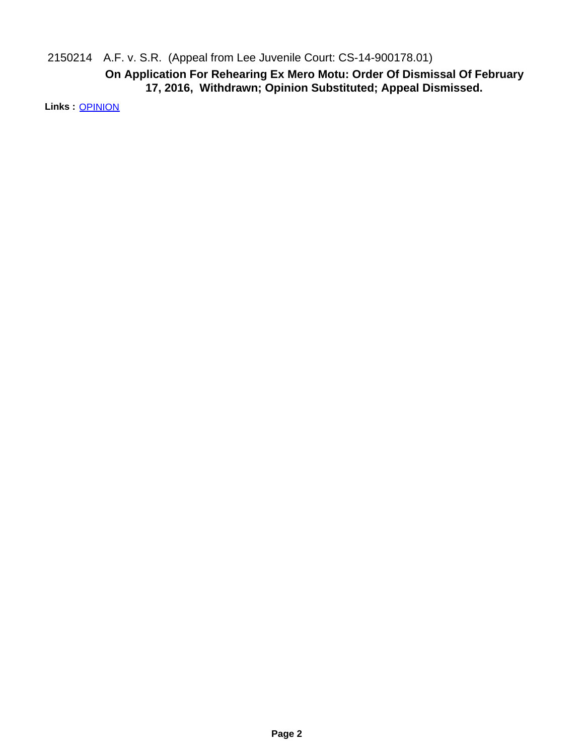2150214 A.F. v. S.R. (Appeal from Lee Juvenile Court: CS-14-900178.01)

**On Application For Rehearing Ex Mero Motu: Order Of Dismissal Of February 17, 2016, Withdrawn; Opinion Substituted; Appeal Dismissed.**

**Links :** OPINION